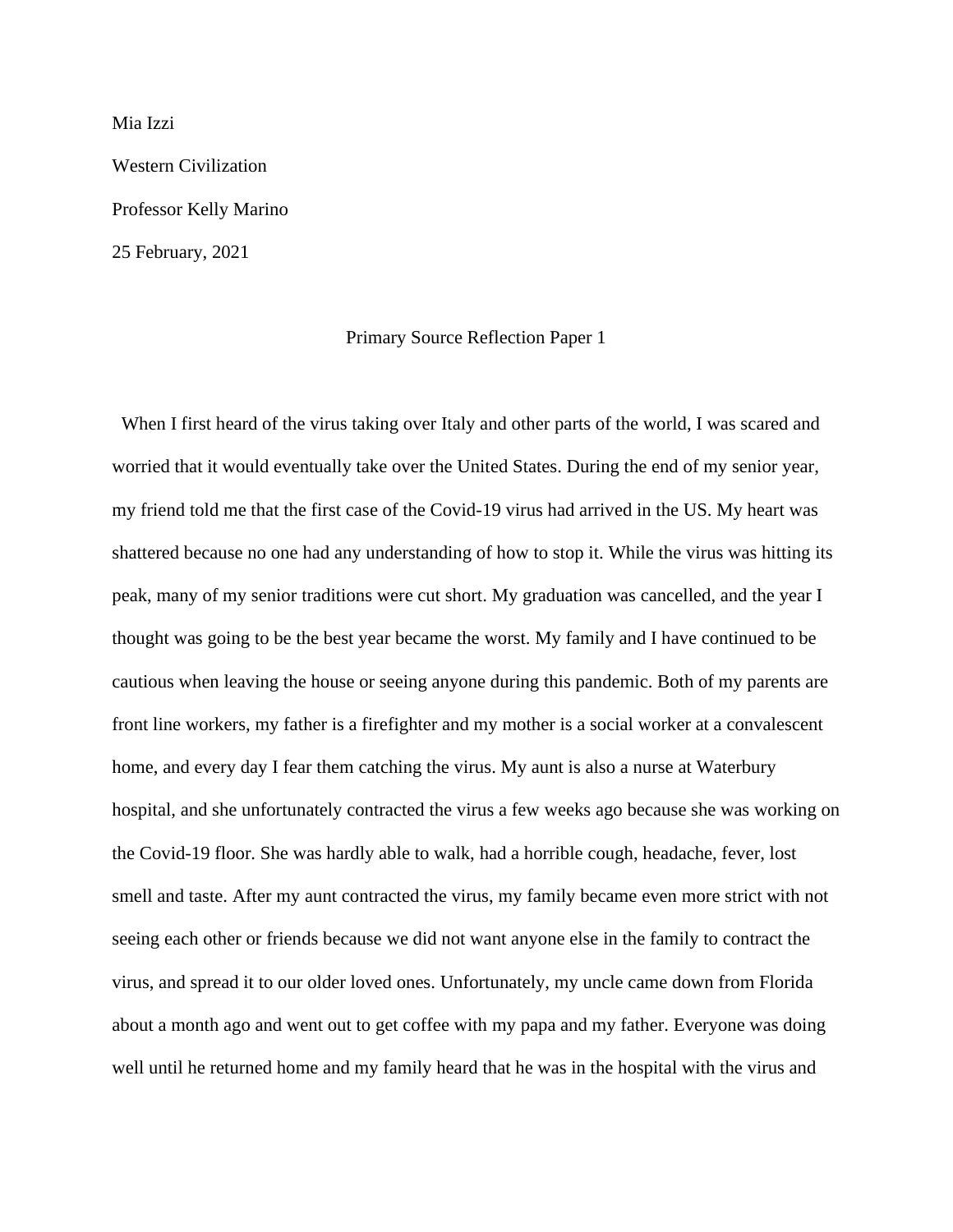Mia Izzi

Western Civilization

Professor Kelly Marino

25 February, 2021

Primary Source Reflection Paper 1

When I first heard of the virus taking over Italy and other parts of the world, I was scared and worried that it would eventually take over the United States. During the end of my senior year, my friend told me that the first case of the Covid-19 virus had arrived in the US. My heart was shattered because no one had any understanding of how to stop it. While the virus was hitting its peak, many of my senior traditions were cut short. My graduation was cancelled, and the year I thought was going to be the best year became the worst. My family and I have continued to be cautious when leaving the house or seeing anyone during this pandemic. Both of my parents are front line workers, my father is a firefighter and my mother is a social worker at a convalescent home, and every day I fear them catching the virus. My aunt is also a nurse at Waterbury hospital, and she unfortunately contracted the virus a few weeks ago because she was working on the Covid-19 floor. She was hardly able to walk, had a horrible cough, headache, fever, lost smell and taste. After my aunt contracted the virus, my family became even more strict with not seeing each other or friends because we did not want anyone else in the family to contract the virus, and spread it to our older loved ones. Unfortunately, my uncle came down from Florida about a month ago and went out to get coffee with my papa and my father. Everyone was doing well until he returned home and my family heard that he was in the hospital with the virus and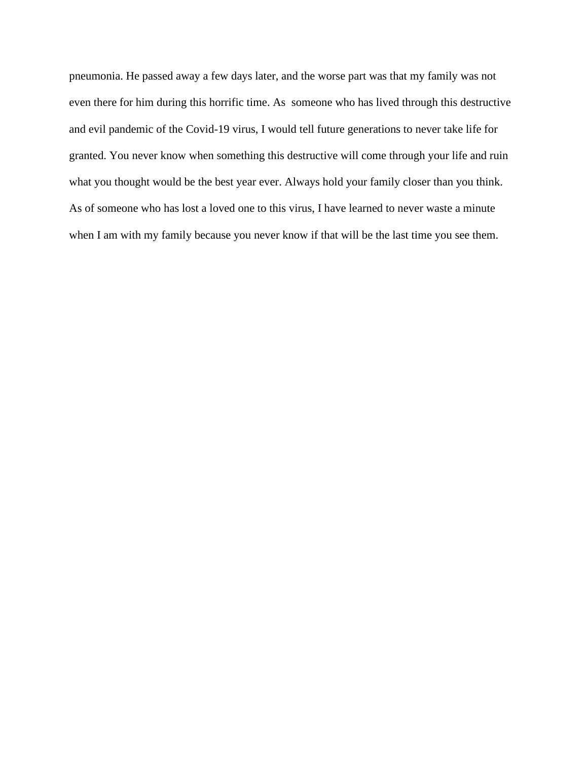pneumonia. He passed away a few days later, and the worse part was that my family was not even there for him during this horrific time. As someone who has lived through this destructive and evil pandemic of the Covid-19 virus, I would tell future generations to never take life for granted. You never know when something this destructive will come through your life and ruin what you thought would be the best year ever. Always hold your family closer than you think. As of someone who has lost a loved one to this virus, I have learned to never waste a minute when I am with my family because you never know if that will be the last time you see them.